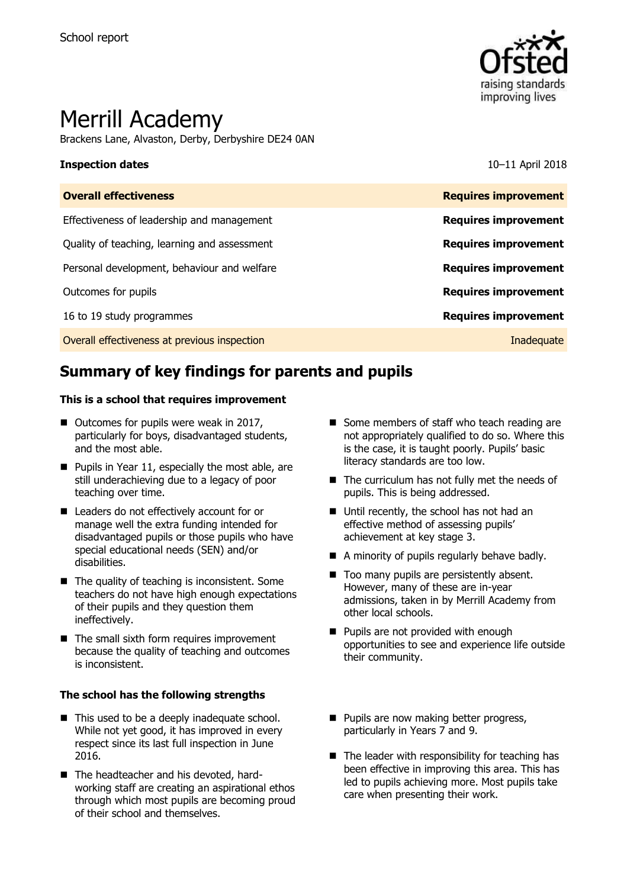School report

# Merrill Academy

Brackens Lane, Alvaston, Derby, Derbyshire DE24 0AN

**Inspection dates** 10–11 April 2018

| **Overall effectiveness** | **Requires improvement** |
| --- | --- |
| Effectiveness of leadership and management | **Requires improvement** |
| Quality of teaching, learning and assessment | **Requires improvement** |
| Personal development, behaviour and welfare | **Requires improvement** |
| Outcomes for pupils | **Requires improvement** |
| 16 to 19 study programmes | **Requires improvement** |
| Overall effectiveness at previous inspection | Inadequate |

## Summary of key findings for parents and pupils

### This is a school that requires improvement

- Outcomes for pupils were weak in 2017, particularly for boys, disadvantaged students, and the most able.
- Pupils in Year 11, especially the most able, are still underachieving due to a legacy of poor teaching over time.
- Leaders do not effectively account for or manage well the extra funding intended for disadvantaged pupils or those pupils who have special educational needs (SEN) and/or disabilities.
- The quality of teaching is inconsistent. Some teachers do not have high enough expectations of their pupils and they question them ineffectively.
- The small sixth form requires improvement because the quality of teaching and outcomes is inconsistent.
- Some members of staff who teach reading are not appropriately qualified to do so. Where this is the case, it is taught poorly. Pupils' basic literacy standards are too low.
- The curriculum has not fully met the needs of pupils. This is being addressed.
- Until recently, the school has not had an effective method of assessing pupils' achievement at key stage 3.
- A minority of pupils regularly behave badly.
- Too many pupils are persistently absent. However, many of these are in-year admissions, taken in by Merrill Academy from other local schools.
- Pupils are not provided with enough opportunities to see and experience life outside their community.

### The school has the following strengths

- This used to be a deeply inadequate school. While not yet good, it has improved in every respect since its last full inspection in June 2016.
- The headteacher and his devoted, hard-working staff are creating an aspirational ethos through which most pupils are becoming proud of their school and themselves.
- Pupils are now making better progress, particularly in Years 7 and 9.
- The leader with responsibility for teaching has been effective in improving this area. This has led to pupils achieving more. Most pupils take care when presenting their work.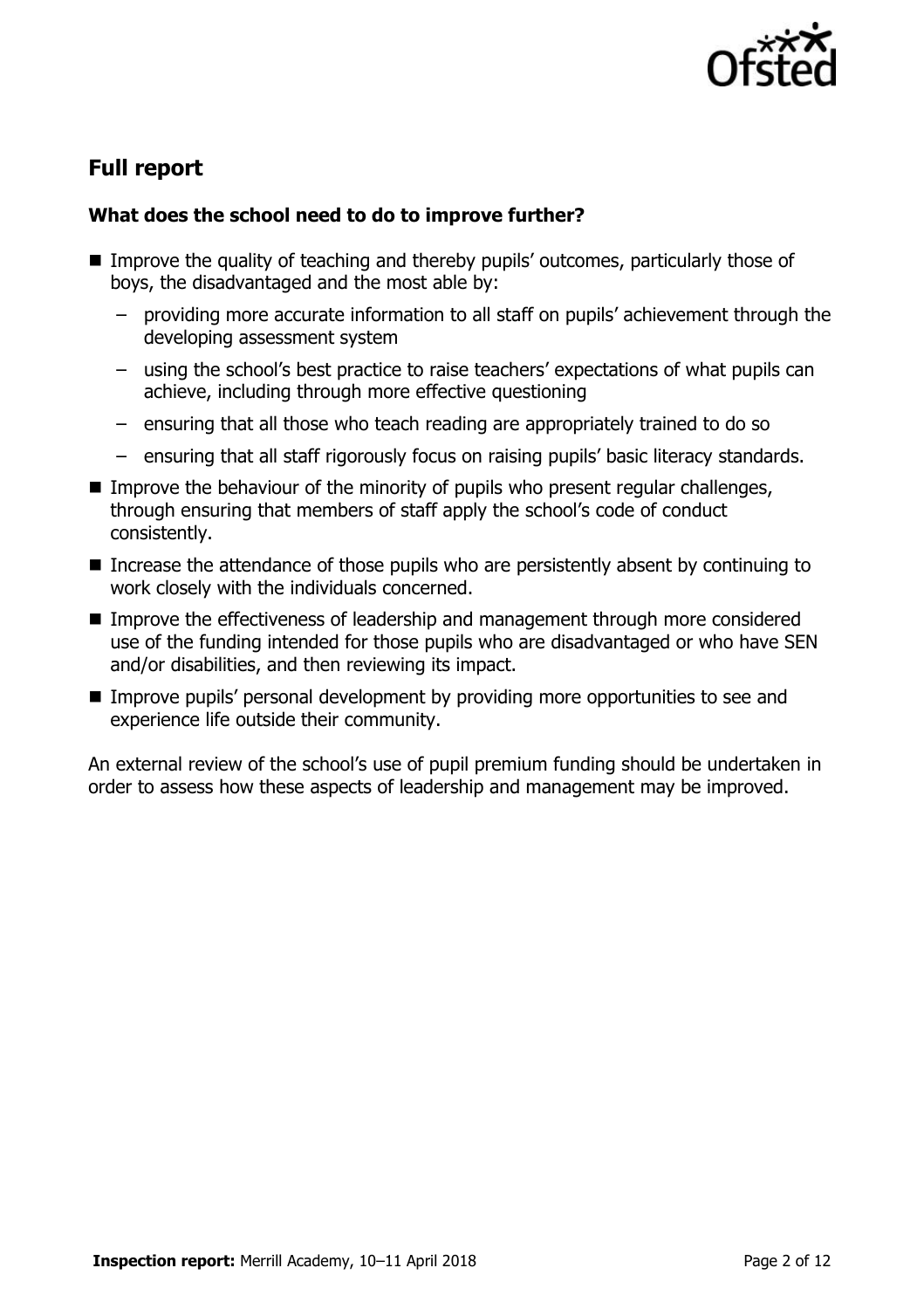## Full report

### What does the school need to do to improve further?

- Improve the quality of teaching and thereby pupils' outcomes, particularly those of boys, the disadvantaged and the most able by:
  - providing more accurate information to all staff on pupils' achievement through the developing assessment system
  - using the school's best practice to raise teachers' expectations of what pupils can achieve, including through more effective questioning
  - ensuring that all those who teach reading are appropriately trained to do so
  - ensuring that all staff rigorously focus on raising pupils' basic literacy standards.
- Improve the behaviour of the minority of pupils who present regular challenges, through ensuring that members of staff apply the school's code of conduct consistently.
- Increase the attendance of those pupils who are persistently absent by continuing to work closely with the individuals concerned.
- Improve the effectiveness of leadership and management through more considered use of the funding intended for those pupils who are disadvantaged or who have SEN and/or disabilities, and then reviewing its impact.
- Improve pupils' personal development by providing more opportunities to see and experience life outside their community.

An external review of the school's use of pupil premium funding should be undertaken in order to assess how these aspects of leadership and management may be improved.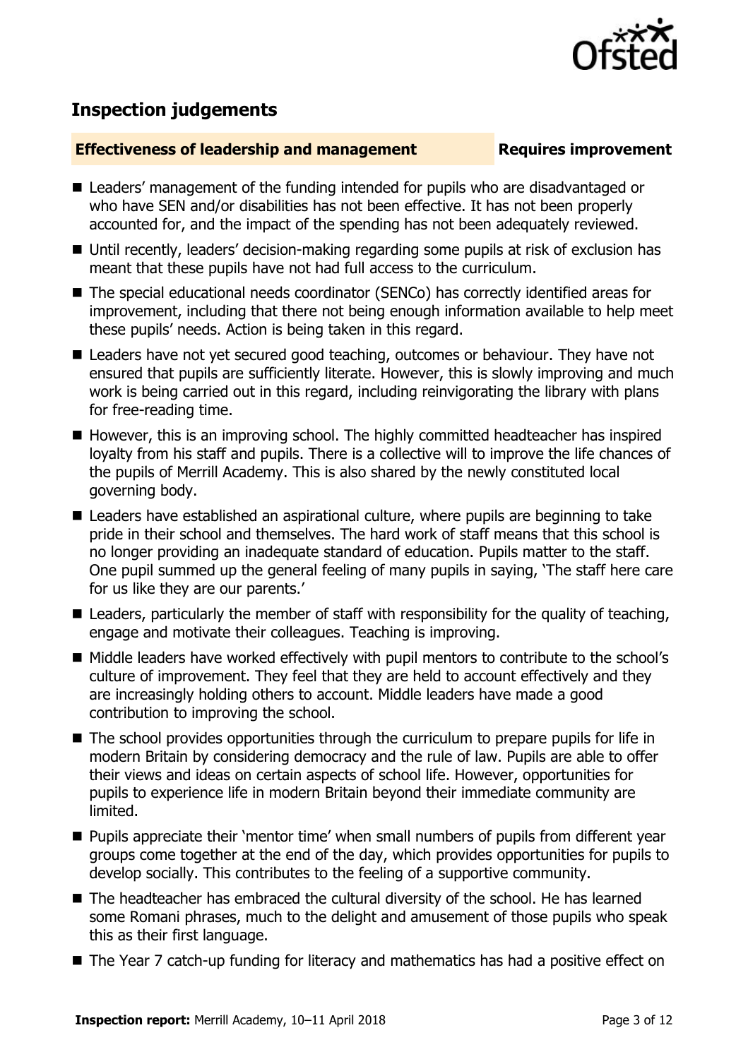## Inspection judgements

### Effectiveness of leadership and management — Requires improvement

- Leaders' management of the funding intended for pupils who are disadvantaged or who have SEN and/or disabilities has not been effective. It has not been properly accounted for, and the impact of the spending has not been adequately reviewed.
- Until recently, leaders' decision-making regarding some pupils at risk of exclusion has meant that these pupils have not had full access to the curriculum.
- The special educational needs coordinator (SENCo) has correctly identified areas for improvement, including that there not being enough information available to help meet these pupils' needs. Action is being taken in this regard.
- Leaders have not yet secured good teaching, outcomes or behaviour. They have not ensured that pupils are sufficiently literate. However, this is slowly improving and much work is being carried out in this regard, including reinvigorating the library with plans for free-reading time.
- However, this is an improving school. The highly committed headteacher has inspired loyalty from his staff and pupils. There is a collective will to improve the life chances of the pupils of Merrill Academy. This is also shared by the newly constituted local governing body.
- Leaders have established an aspirational culture, where pupils are beginning to take pride in their school and themselves. The hard work of staff means that this school is no longer providing an inadequate standard of education. Pupils matter to the staff. One pupil summed up the general feeling of many pupils in saying, 'The staff here care for us like they are our parents.'
- Leaders, particularly the member of staff with responsibility for the quality of teaching, engage and motivate their colleagues. Teaching is improving.
- Middle leaders have worked effectively with pupil mentors to contribute to the school's culture of improvement. They feel that they are held to account effectively and they are increasingly holding others to account. Middle leaders have made a good contribution to improving the school.
- The school provides opportunities through the curriculum to prepare pupils for life in modern Britain by considering democracy and the rule of law. Pupils are able to offer their views and ideas on certain aspects of school life. However, opportunities for pupils to experience life in modern Britain beyond their immediate community are limited.
- Pupils appreciate their 'mentor time' when small numbers of pupils from different year groups come together at the end of the day, which provides opportunities for pupils to develop socially. This contributes to the feeling of a supportive community.
- The headteacher has embraced the cultural diversity of the school. He has learned some Romani phrases, much to the delight and amusement of those pupils who speak this as their first language.
- The Year 7 catch-up funding for literacy and mathematics has had a positive effect on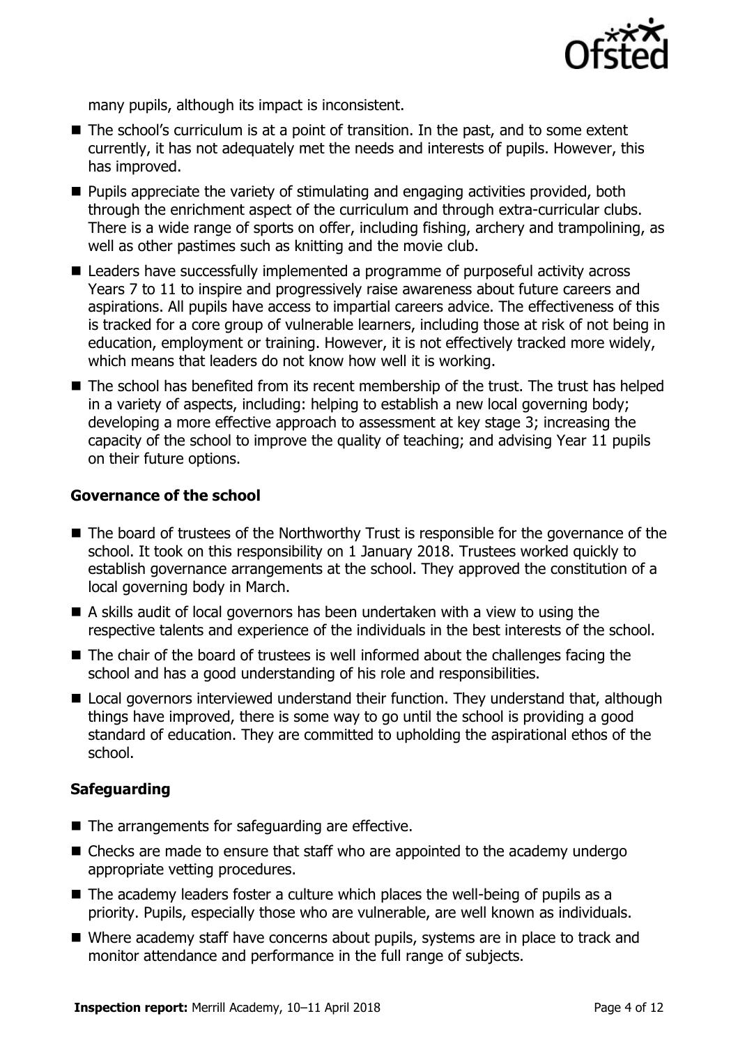many pupils, although its impact is inconsistent.

- The school's curriculum is at a point of transition. In the past, and to some extent currently, it has not adequately met the needs and interests of pupils. However, this has improved.
- Pupils appreciate the variety of stimulating and engaging activities provided, both through the enrichment aspect of the curriculum and through extra-curricular clubs. There is a wide range of sports on offer, including fishing, archery and trampolining, as well as other pastimes such as knitting and the movie club.
- Leaders have successfully implemented a programme of purposeful activity across Years 7 to 11 to inspire and progressively raise awareness about future careers and aspirations. All pupils have access to impartial careers advice. The effectiveness of this is tracked for a core group of vulnerable learners, including those at risk of not being in education, employment or training. However, it is not effectively tracked more widely, which means that leaders do not know how well it is working.
- The school has benefited from its recent membership of the trust. The trust has helped in a variety of aspects, including: helping to establish a new local governing body; developing a more effective approach to assessment at key stage 3; increasing the capacity of the school to improve the quality of teaching; and advising Year 11 pupils on their future options.

### Governance of the school

- The board of trustees of the Northworthy Trust is responsible for the governance of the school. It took on this responsibility on 1 January 2018. Trustees worked quickly to establish governance arrangements at the school. They approved the constitution of a local governing body in March.
- A skills audit of local governors has been undertaken with a view to using the respective talents and experience of the individuals in the best interests of the school.
- The chair of the board of trustees is well informed about the challenges facing the school and has a good understanding of his role and responsibilities.
- Local governors interviewed understand their function. They understand that, although things have improved, there is some way to go until the school is providing a good standard of education. They are committed to upholding the aspirational ethos of the school.

### Safeguarding

- The arrangements for safeguarding are effective.
- Checks are made to ensure that staff who are appointed to the academy undergo appropriate vetting procedures.
- The academy leaders foster a culture which places the well-being of pupils as a priority. Pupils, especially those who are vulnerable, are well known as individuals.
- Where academy staff have concerns about pupils, systems are in place to track and monitor attendance and performance in the full range of subjects.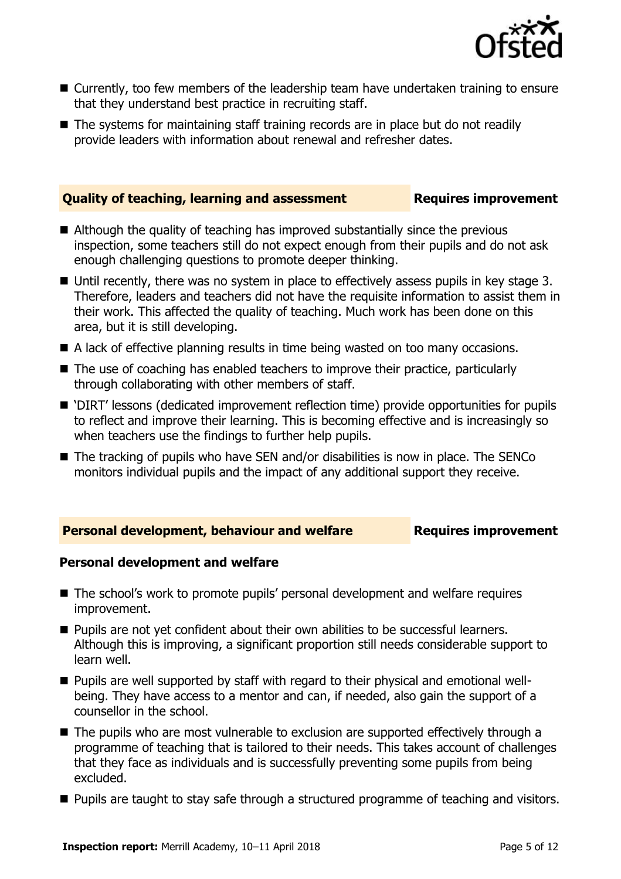- Currently, too few members of the leadership team have undertaken training to ensure that they understand best practice in recruiting staff.
- The systems for maintaining staff training records are in place but do not readily provide leaders with information about renewal and refresher dates.

## Quality of teaching, learning and assessment — Requires improvement

- Although the quality of teaching has improved substantially since the previous inspection, some teachers still do not expect enough from their pupils and do not ask enough challenging questions to promote deeper thinking.
- Until recently, there was no system in place to effectively assess pupils in key stage 3. Therefore, leaders and teachers did not have the requisite information to assist them in their work. This affected the quality of teaching. Much work has been done on this area, but it is still developing.
- A lack of effective planning results in time being wasted on too many occasions.
- The use of coaching has enabled teachers to improve their practice, particularly through collaborating with other members of staff.
- 'DIRT' lessons (dedicated improvement reflection time) provide opportunities for pupils to reflect and improve their learning. This is becoming effective and is increasingly so when teachers use the findings to further help pupils.
- The tracking of pupils who have SEN and/or disabilities is now in place. The SENCo monitors individual pupils and the impact of any additional support they receive.

## Personal development, behaviour and welfare — Requires improvement

### Personal development and welfare

- The school's work to promote pupils' personal development and welfare requires improvement.
- Pupils are not yet confident about their own abilities to be successful learners. Although this is improving, a significant proportion still needs considerable support to learn well.
- Pupils are well supported by staff with regard to their physical and emotional well-being. They have access to a mentor and can, if needed, also gain the support of a counsellor in the school.
- The pupils who are most vulnerable to exclusion are supported effectively through a programme of teaching that is tailored to their needs. This takes account of challenges that they face as individuals and is successfully preventing some pupils from being excluded.
- Pupils are taught to stay safe through a structured programme of teaching and visitors.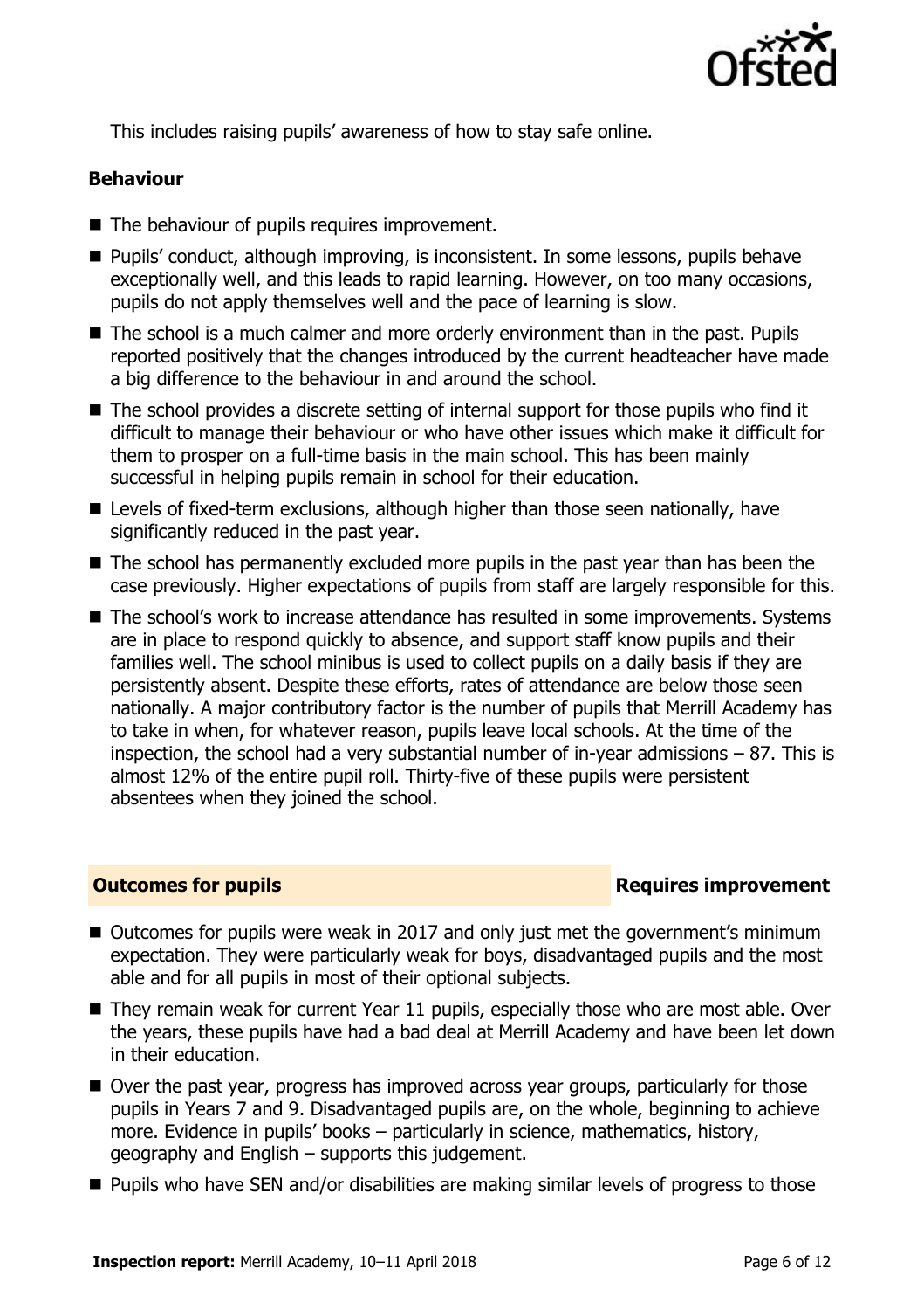This includes raising pupils' awareness of how to stay safe online.

### Behaviour

- The behaviour of pupils requires improvement.
- Pupils' conduct, although improving, is inconsistent. In some lessons, pupils behave exceptionally well, and this leads to rapid learning. However, on too many occasions, pupils do not apply themselves well and the pace of learning is slow.
- The school is a much calmer and more orderly environment than in the past. Pupils reported positively that the changes introduced by the current headteacher have made a big difference to the behaviour in and around the school.
- The school provides a discrete setting of internal support for those pupils who find it difficult to manage their behaviour or who have other issues which make it difficult for them to prosper on a full-time basis in the main school. This has been mainly successful in helping pupils remain in school for their education.
- Levels of fixed-term exclusions, although higher than those seen nationally, have significantly reduced in the past year.
- The school has permanently excluded more pupils in the past year than has been the case previously. Higher expectations of pupils from staff are largely responsible for this.
- The school's work to increase attendance has resulted in some improvements. Systems are in place to respond quickly to absence, and support staff know pupils and their families well. The school minibus is used to collect pupils on a daily basis if they are persistently absent. Despite these efforts, rates of attendance are below those seen nationally. A major contributory factor is the number of pupils that Merrill Academy has to take in when, for whatever reason, pupils leave local schools. At the time of the inspection, the school had a very substantial number of in-year admissions – 87. This is almost 12% of the entire pupil roll. Thirty-five of these pupils were persistent absentees when they joined the school.

## Outcomes for pupils — Requires improvement

- Outcomes for pupils were weak in 2017 and only just met the government's minimum expectation. They were particularly weak for boys, disadvantaged pupils and the most able and for all pupils in most of their optional subjects.
- They remain weak for current Year 11 pupils, especially those who are most able. Over the years, these pupils have had a bad deal at Merrill Academy and have been let down in their education.
- Over the past year, progress has improved across year groups, particularly for those pupils in Years 7 and 9. Disadvantaged pupils are, on the whole, beginning to achieve more. Evidence in pupils' books – particularly in science, mathematics, history, geography and English – supports this judgement.
- Pupils who have SEN and/or disabilities are making similar levels of progress to those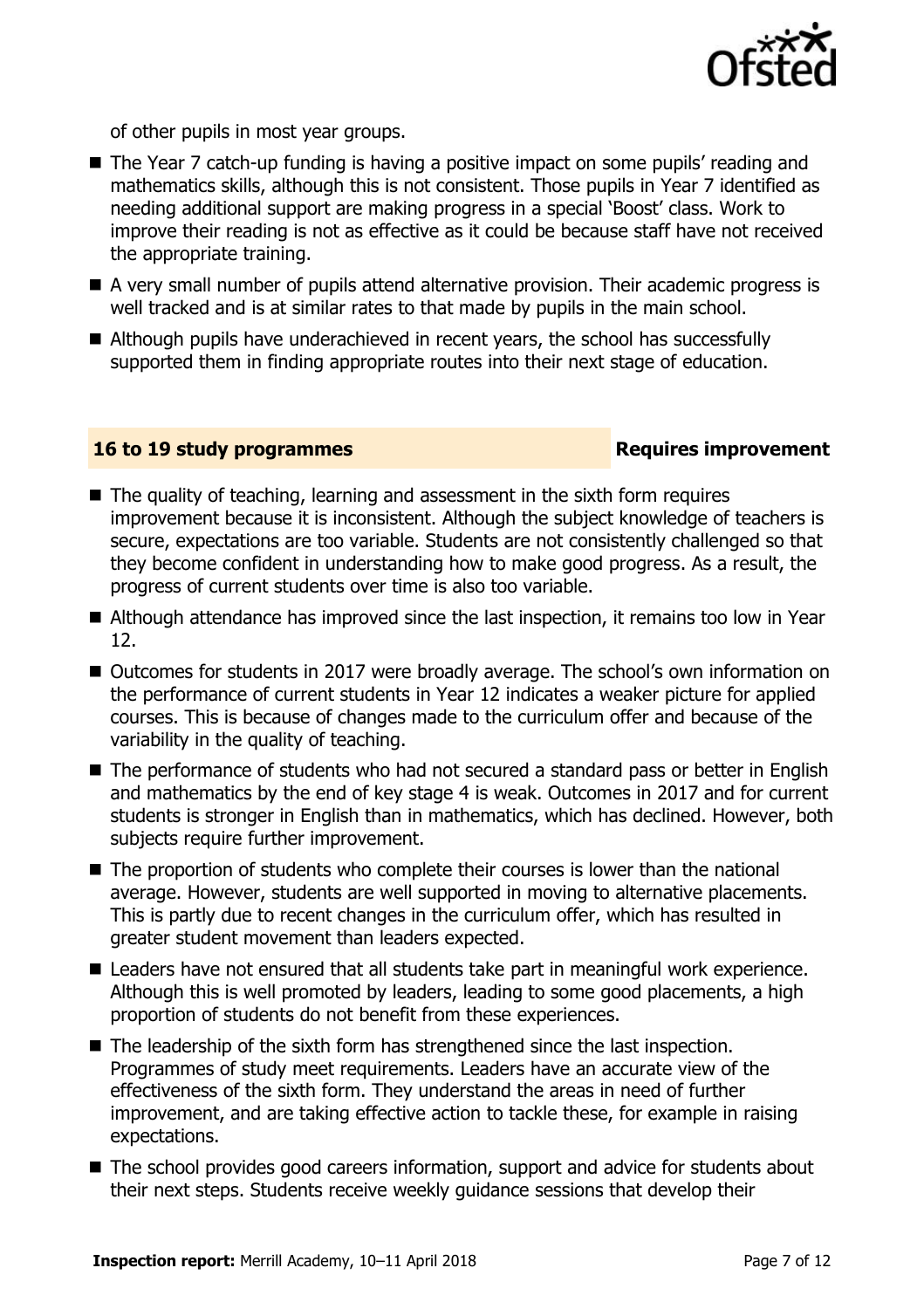of other pupils in most year groups.

- The Year 7 catch-up funding is having a positive impact on some pupils' reading and mathematics skills, although this is not consistent. Those pupils in Year 7 identified as needing additional support are making progress in a special 'Boost' class. Work to improve their reading is not as effective as it could be because staff have not received the appropriate training.
- A very small number of pupils attend alternative provision. Their academic progress is well tracked and is at similar rates to that made by pupils in the main school.
- Although pupils have underachieved in recent years, the school has successfully supported them in finding appropriate routes into their next stage of education.

## 16 to 19 study programmes — Requires improvement

- The quality of teaching, learning and assessment in the sixth form requires improvement because it is inconsistent. Although the subject knowledge of teachers is secure, expectations are too variable. Students are not consistently challenged so that they become confident in understanding how to make good progress. As a result, the progress of current students over time is also too variable.
- Although attendance has improved since the last inspection, it remains too low in Year 12.
- Outcomes for students in 2017 were broadly average. The school's own information on the performance of current students in Year 12 indicates a weaker picture for applied courses. This is because of changes made to the curriculum offer and because of the variability in the quality of teaching.
- The performance of students who had not secured a standard pass or better in English and mathematics by the end of key stage 4 is weak. Outcomes in 2017 and for current students is stronger in English than in mathematics, which has declined. However, both subjects require further improvement.
- The proportion of students who complete their courses is lower than the national average. However, students are well supported in moving to alternative placements. This is partly due to recent changes in the curriculum offer, which has resulted in greater student movement than leaders expected.
- Leaders have not ensured that all students take part in meaningful work experience. Although this is well promoted by leaders, leading to some good placements, a high proportion of students do not benefit from these experiences.
- The leadership of the sixth form has strengthened since the last inspection. Programmes of study meet requirements. Leaders have an accurate view of the effectiveness of the sixth form. They understand the areas in need of further improvement, and are taking effective action to tackle these, for example in raising expectations.
- The school provides good careers information, support and advice for students about their next steps. Students receive weekly guidance sessions that develop their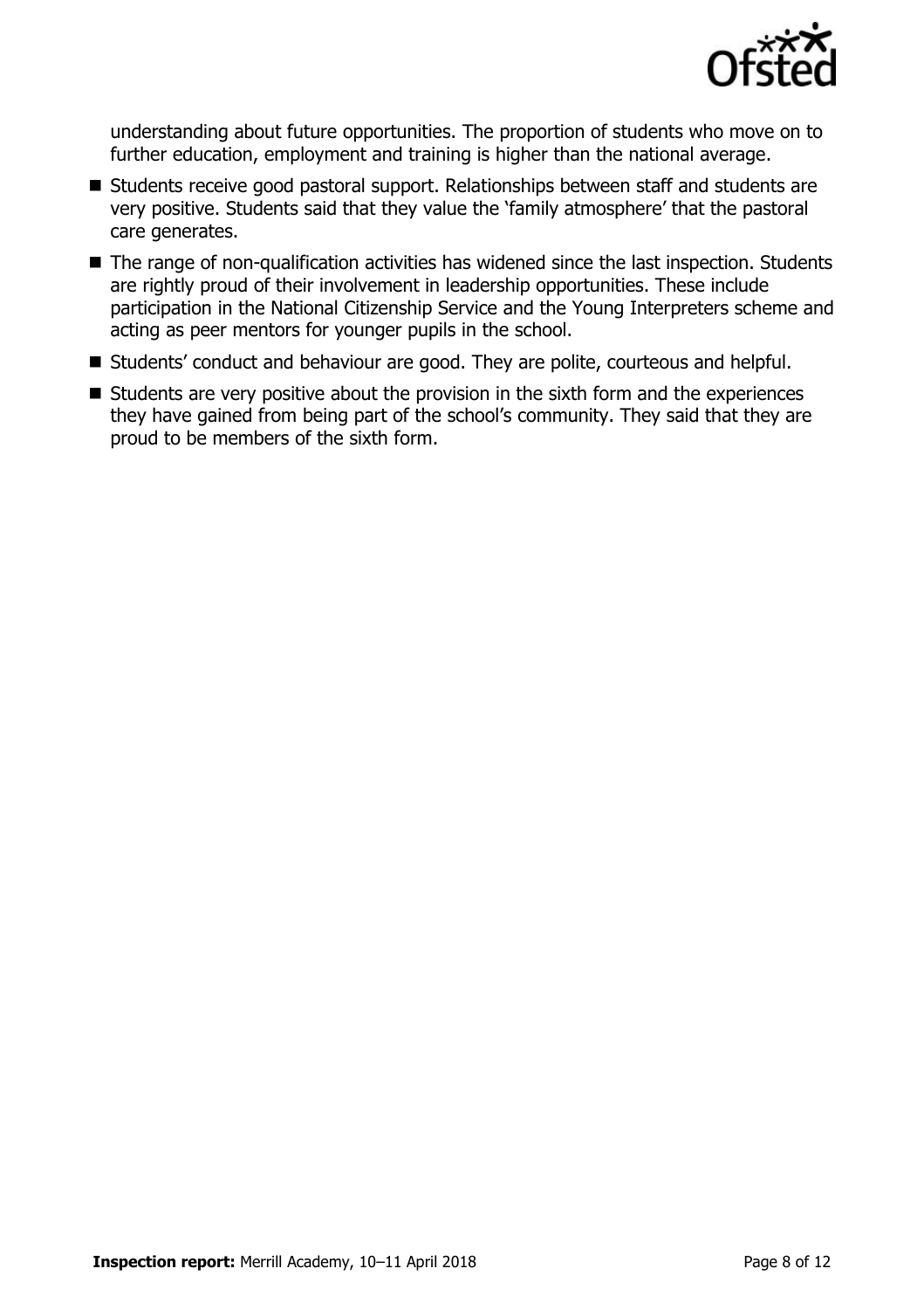understanding about future opportunities. The proportion of students who move on to further education, employment and training is higher than the national average.

- Students receive good pastoral support. Relationships between staff and students are very positive. Students said that they value the 'family atmosphere' that the pastoral care generates.
- The range of non-qualification activities has widened since the last inspection. Students are rightly proud of their involvement in leadership opportunities. These include participation in the National Citizenship Service and the Young Interpreters scheme and acting as peer mentors for younger pupils in the school.
- Students' conduct and behaviour are good. They are polite, courteous and helpful.
- Students are very positive about the provision in the sixth form and the experiences they have gained from being part of the school's community. They said that they are proud to be members of the sixth form.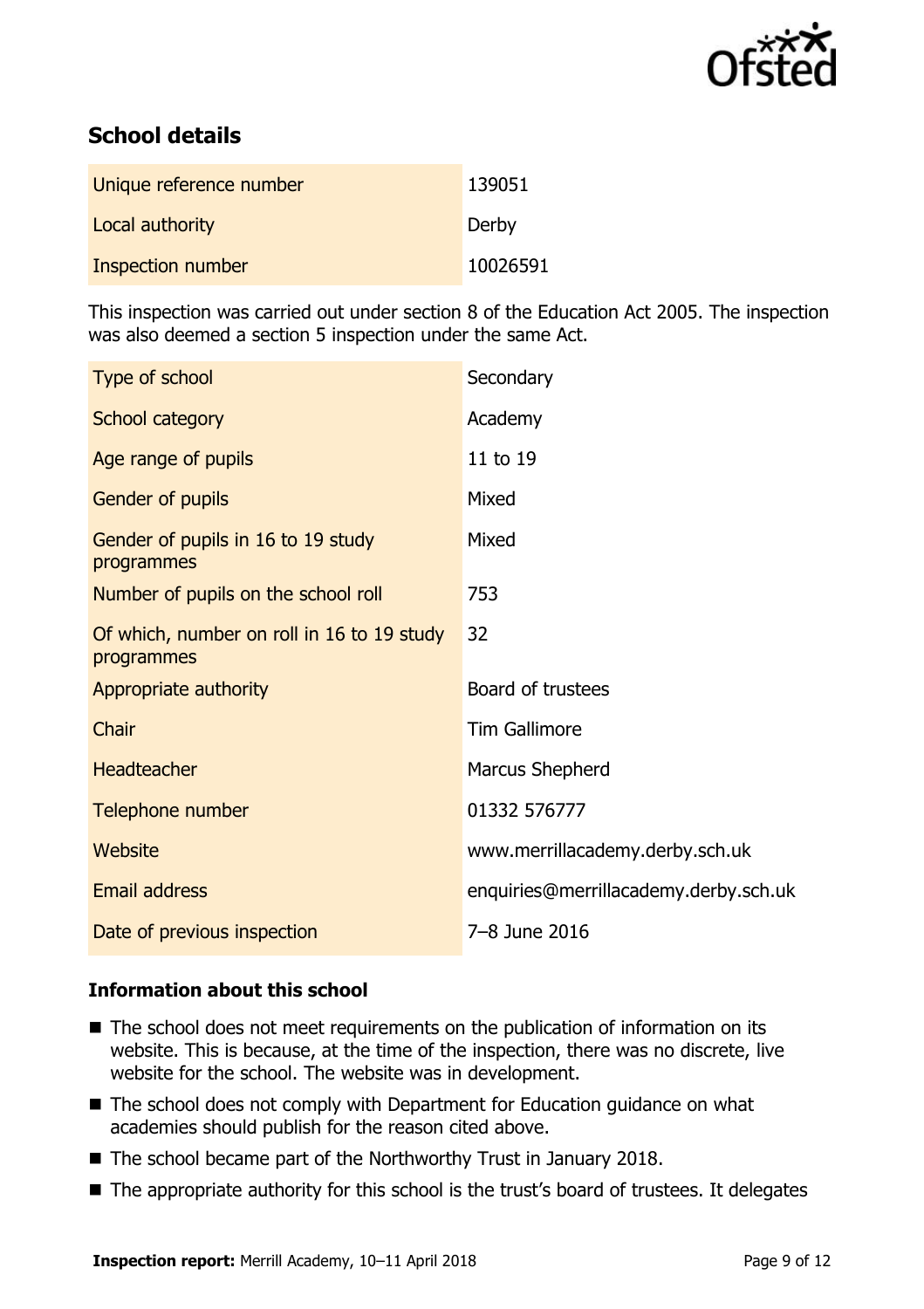## School details

| | |
|---|---|
| Unique reference number | 139051 |
| Local authority | Derby |
| Inspection number | 10026591 |

This inspection was carried out under section 8 of the Education Act 2005. The inspection was also deemed a section 5 inspection under the same Act.

| | |
|---|---|
| Type of school | Secondary |
| School category | Academy |
| Age range of pupils | 11 to 19 |
| Gender of pupils | Mixed |
| Gender of pupils in 16 to 19 study programmes | Mixed |
| Number of pupils on the school roll | 753 |
| Of which, number on roll in 16 to 19 study programmes | 32 |
| Appropriate authority | Board of trustees |
| Chair | Tim Gallimore |
| Headteacher | Marcus Shepherd |
| Telephone number | 01332 576777 |
| Website | www.merrillacademy.derby.sch.uk |
| Email address | enquiries@merrillacademy.derby.sch.uk |
| Date of previous inspection | 7–8 June 2016 |

### Information about this school

- The school does not meet requirements on the publication of information on its website. This is because, at the time of the inspection, there was no discrete, live website for the school. The website was in development.
- The school does not comply with Department for Education guidance on what academies should publish for the reason cited above.
- The school became part of the Northworthy Trust in January 2018.
- The appropriate authority for this school is the trust's board of trustees. It delegates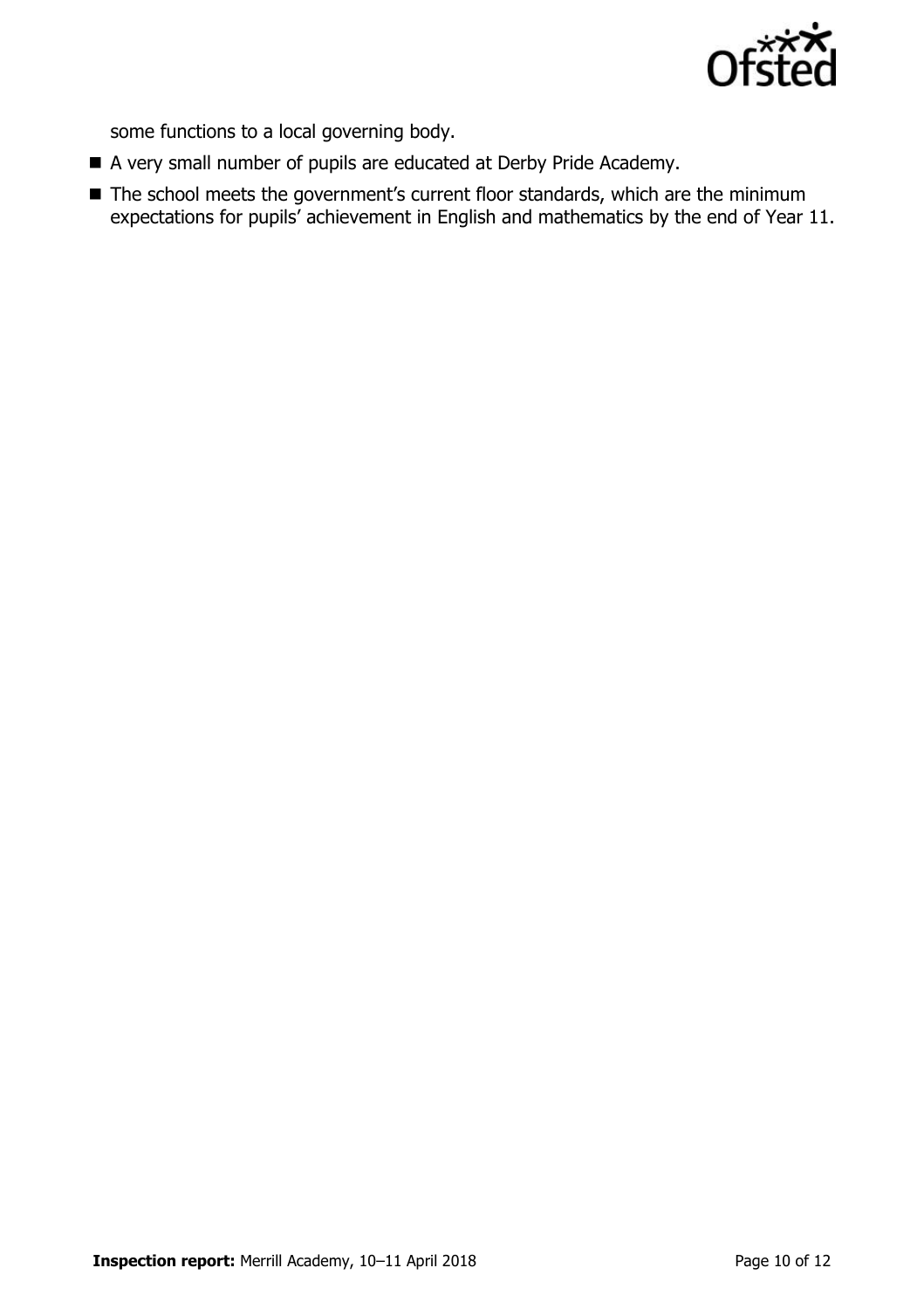some functions to a local governing body.

- A very small number of pupils are educated at Derby Pride Academy.
- The school meets the government's current floor standards, which are the minimum expectations for pupils' achievement in English and mathematics by the end of Year 11.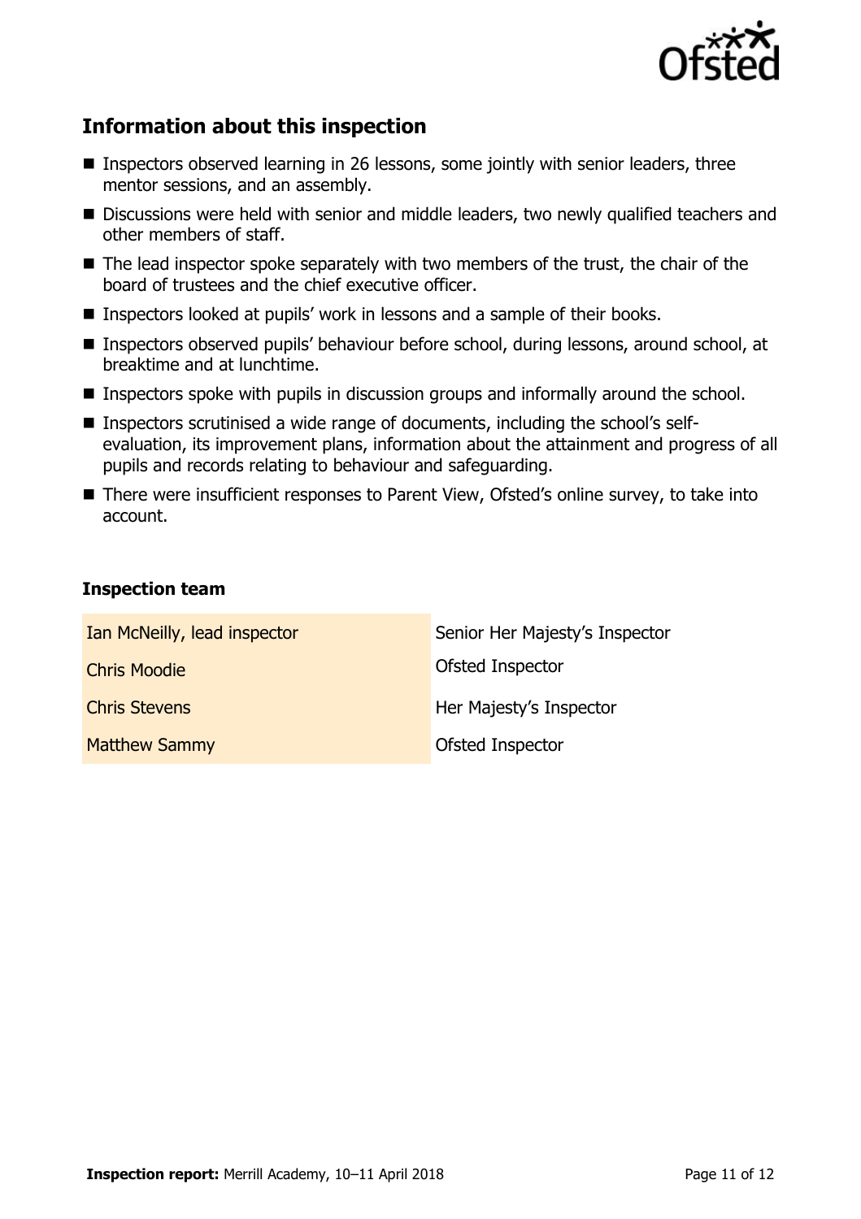## Information about this inspection

- Inspectors observed learning in 26 lessons, some jointly with senior leaders, three mentor sessions, and an assembly.
- Discussions were held with senior and middle leaders, two newly qualified teachers and other members of staff.
- The lead inspector spoke separately with two members of the trust, the chair of the board of trustees and the chief executive officer.
- Inspectors looked at pupils' work in lessons and a sample of their books.
- Inspectors observed pupils' behaviour before school, during lessons, around school, at breaktime and at lunchtime.
- Inspectors spoke with pupils in discussion groups and informally around the school.
- Inspectors scrutinised a wide range of documents, including the school's self-evaluation, its improvement plans, information about the attainment and progress of all pupils and records relating to behaviour and safeguarding.
- There were insufficient responses to Parent View, Ofsted's online survey, to take into account.

### Inspection team

| | |
|---|---|
| Ian McNeilly, lead inspector | Senior Her Majesty's Inspector |
| Chris Moodie | Ofsted Inspector |
| Chris Stevens | Her Majesty's Inspector |
| Matthew Sammy | Ofsted Inspector |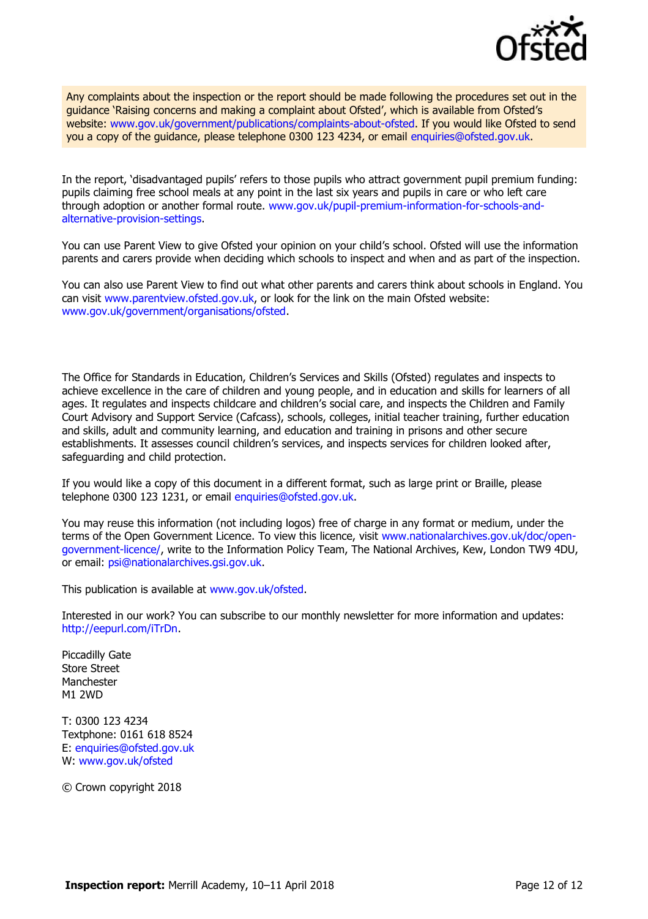Any complaints about the inspection or the report should be made following the procedures set out in the guidance 'Raising concerns and making a complaint about Ofsted', which is available from Ofsted's website: www.gov.uk/government/publications/complaints-about-ofsted. If you would like Ofsted to send you a copy of the guidance, please telephone 0300 123 4234, or email enquiries@ofsted.gov.uk.

In the report, 'disadvantaged pupils' refers to those pupils who attract government pupil premium funding: pupils claiming free school meals at any point in the last six years and pupils in care or who left care through adoption or another formal route. www.gov.uk/pupil-premium-information-for-schools-and-alternative-provision-settings.

You can use Parent View to give Ofsted your opinion on your child's school. Ofsted will use the information parents and carers provide when deciding which schools to inspect and when and as part of the inspection.

You can also use Parent View to find out what other parents and carers think about schools in England. You can visit www.parentview.ofsted.gov.uk, or look for the link on the main Ofsted website: www.gov.uk/government/organisations/ofsted.

The Office for Standards in Education, Children's Services and Skills (Ofsted) regulates and inspects to achieve excellence in the care of children and young people, and in education and skills for learners of all ages. It regulates and inspects childcare and children's social care, and inspects the Children and Family Court Advisory and Support Service (Cafcass), schools, colleges, initial teacher training, further education and skills, adult and community learning, and education and training in prisons and other secure establishments. It assesses council children's services, and inspects services for children looked after, safeguarding and child protection.

If you would like a copy of this document in a different format, such as large print or Braille, please telephone 0300 123 1231, or email enquiries@ofsted.gov.uk.

You may reuse this information (not including logos) free of charge in any format or medium, under the terms of the Open Government Licence. To view this licence, visit www.nationalarchives.gov.uk/doc/open-government-licence/, write to the Information Policy Team, The National Archives, Kew, London TW9 4DU, or email: psi@nationalarchives.gsi.gov.uk.

This publication is available at www.gov.uk/ofsted.

Interested in our work? You can subscribe to our monthly newsletter for more information and updates: http://eepurl.com/iTrDn.

Piccadilly Gate  
Store Street  
Manchester  
M1 2WD

T: 0300 123 4234  
Textphone: 0161 618 8524  
E: enquiries@ofsted.gov.uk  
W: www.gov.uk/ofsted

© Crown copyright 2018